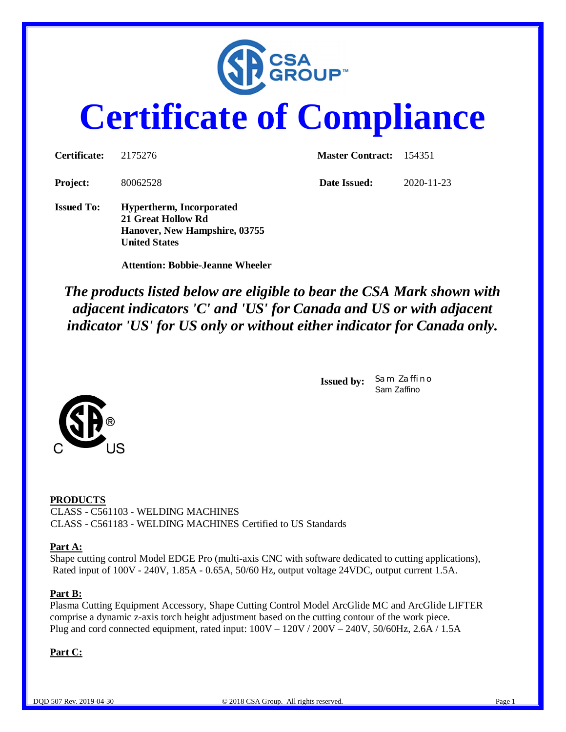# Certificate of Compliance

**Certificate:** 2175276 **Master Contract:** 154351

**Project:** 80062528 **Date Issued:** 2020-11-23

**Issued To:** **Hypertherm, Incorporated**
**21 Great Hollow Rd**
**Hanover, New Hampshire, 03755**
**United States**

**Attention: Bobbie-Jeanne Wheeler**

***The products listed below are eligible to bear the CSA Mark shown with adjacent indicators 'C' and 'US' for Canada and US or with adjacent indicator 'US' for US only or without either indicator for Canada only.***

**Issued by:** Sam Zaffino
Sam Zaffino

C US

**PRODUCTS**

CLASS - C561103 - WELDING MACHINES
CLASS - C561183 - WELDING MACHINES Certified to US Standards

**Part A:**

Shape cutting control Model EDGE Pro (multi-axis CNC with software dedicated to cutting applications), Rated input of 100V - 240V, 1.85A - 0.65A, 50/60 Hz, output voltage 24VDC, output current 1.5A.

**Part B:**

Plasma Cutting Equipment Accessory, Shape Cutting Control Model ArcGlide MC and ArcGlide LIFTER comprise a dynamic z-axis torch height adjustment based on the cutting contour of the work piece.
Plug and cord connected equipment, rated input: 100V – 120V / 200V – 240V, 50/60Hz, 2.6A / 1.5A

**Part C:**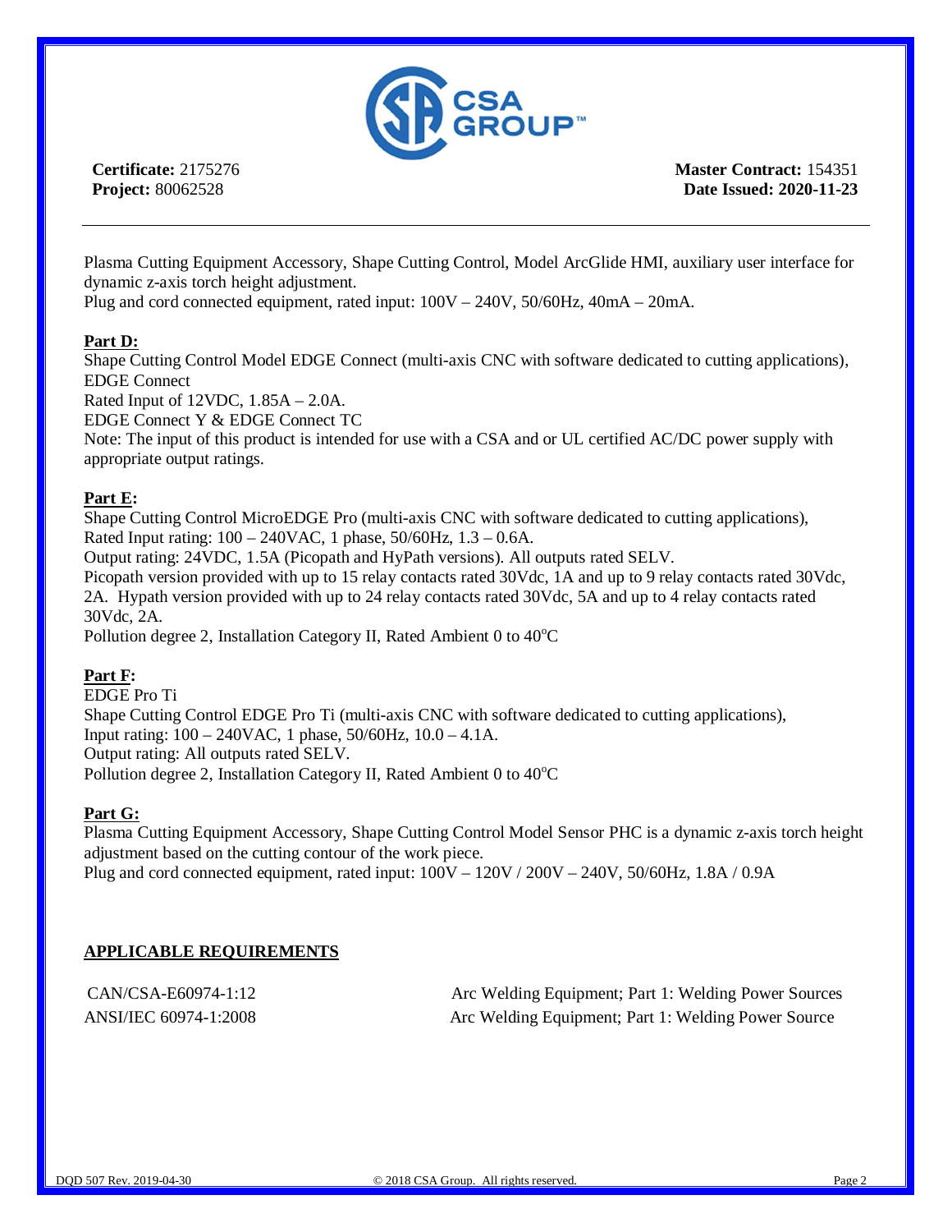**Certificate:** 2175276
**Project:** 80062528

**Master Contract:** 154351
**Date Issued: 2020-11-23**

---

Plasma Cutting Equipment Accessory, Shape Cutting Control, Model ArcGlide HMI, auxiliary user interface for dynamic z-axis torch height adjustment.
Plug and cord connected equipment, rated input: 100V – 240V, 50/60Hz, 40mA – 20mA.

**Part D:**
Shape Cutting Control Model EDGE Connect (multi-axis CNC with software dedicated to cutting applications),
EDGE Connect
Rated Input of 12VDC, 1.85A – 2.0A.
EDGE Connect Y & EDGE Connect TC
Note: The input of this product is intended for use with a CSA and or UL certified AC/DC power supply with appropriate output ratings.

**Part E:**
Shape Cutting Control MicroEDGE Pro (multi-axis CNC with software dedicated to cutting applications),
Rated Input rating: 100 – 240VAC, 1 phase, 50/60Hz, 1.3 – 0.6A.
Output rating: 24VDC, 1.5A (Picopath and HyPath versions). All outputs rated SELV.
Picopath version provided with up to 15 relay contacts rated 30Vdc, 1A and up to 9 relay contacts rated 30Vdc, 2A. Hypath version provided with up to 24 relay contacts rated 30Vdc, 5A and up to 4 relay contacts rated 30Vdc, 2A.
Pollution degree 2, Installation Category II, Rated Ambient 0 to 40°C

**Part F:**
EDGE Pro Ti
Shape Cutting Control EDGE Pro Ti (multi-axis CNC with software dedicated to cutting applications),
Input rating: 100 – 240VAC, 1 phase, 50/60Hz, 10.0 – 4.1A.
Output rating: All outputs rated SELV.
Pollution degree 2, Installation Category II, Rated Ambient 0 to 40°C

**Part G:**
Plasma Cutting Equipment Accessory, Shape Cutting Control Model Sensor PHC is a dynamic z-axis torch height adjustment based on the cutting contour of the work piece.
Plug and cord connected equipment, rated input: 100V – 120V / 200V – 240V, 50/60Hz, 1.8A / 0.9A

**APPLICABLE REQUIREMENTS**

| | |
|---|---|
| CAN/CSA-E60974-1:12 | Arc Welding Equipment; Part 1: Welding Power Sources |
| ANSI/IEC 60974-1:2008 | Arc Welding Equipment; Part 1: Welding Power Source |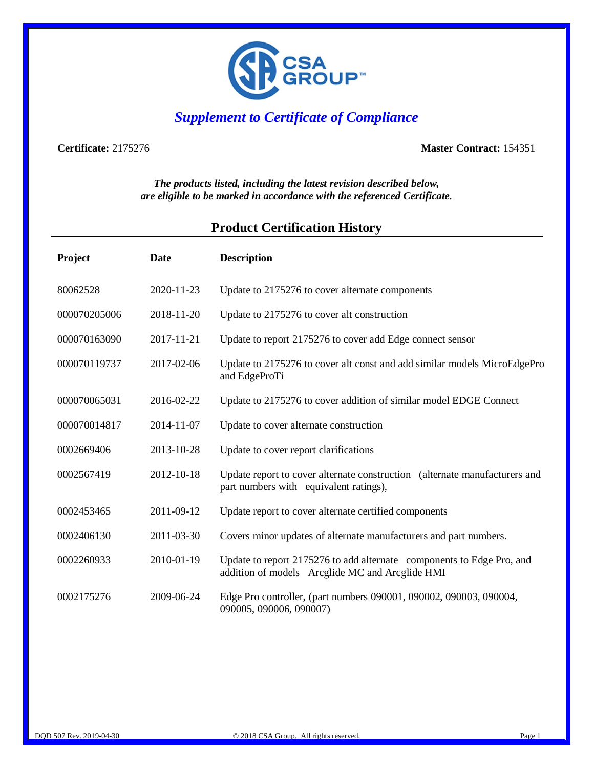# *Supplement to Certificate of Compliance*

**Certificate:** 2175276 **Master Contract:** 154351

***The products listed, including the latest revision described below, are eligible to be marked in accordance with the referenced Certificate.***

## Product Certification History

| Project | Date | Description |
|---|---|---|
| 80062528 | 2020-11-23 | Update to 2175276 to cover alternate components |
| 000070205006 | 2018-11-20 | Update to 2175276 to cover alt construction |
| 000070163090 | 2017-11-21 | Update to report 2175276 to cover add Edge connect sensor |
| 000070119737 | 2017-02-06 | Update to 2175276 to cover alt const and add similar models MicroEdgePro and EdgeProTi |
| 000070065031 | 2016-02-22 | Update to 2175276 to cover addition of similar model EDGE Connect |
| 000070014817 | 2014-11-07 | Update to cover alternate construction |
| 0002669406 | 2013-10-28 | Update to cover report clarifications |
| 0002567419 | 2012-10-18 | Update report to cover alternate construction (alternate manufacturers and part numbers with equivalent ratings), |
| 0002453465 | 2011-09-12 | Update report to cover alternate certified components |
| 0002406130 | 2011-03-30 | Covers minor updates of alternate manufacturers and part numbers. |
| 0002260933 | 2010-01-19 | Update to report 2175276 to add alternate components to Edge Pro, and addition of models Arcglide MC and Arcglide HMI |
| 0002175276 | 2009-06-24 | Edge Pro controller, (part numbers 090001, 090002, 090003, 090004, 090005, 090006, 090007) |

DQD 507 Rev. 2019-04-30 © 2018 CSA Group. All rights reserved.